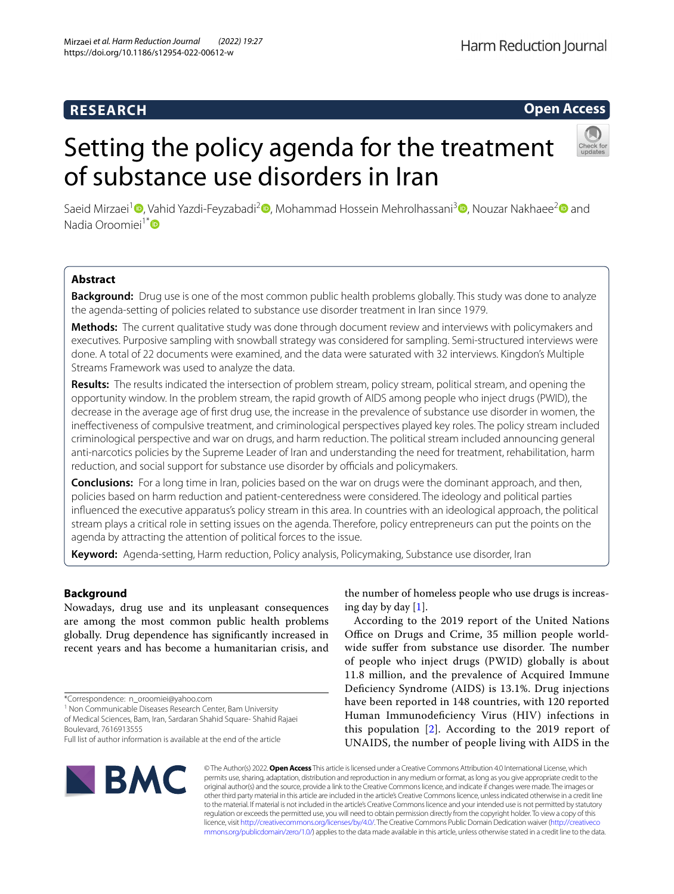RESEARCH

Open Access

# Setting the policy agenda for the treatment of substance use disorders in Iran

Saeid Mirzaei[1], Vahid Yazdi-Feyzabadi[2], Mohammad Hossein Mehrolhassani[3], Nouzar Nakhaee[2] and Nadia Oroomiei[1*]

## Abstract

**Background:** Drug use is one of the most common public health problems globally. This study was done to analyze the agenda-setting of policies related to substance use disorder treatment in Iran since 1979.

**Methods:** The current qualitative study was done through document review and interviews with policymakers and executives. Purposive sampling with snowball strategy was considered for sampling. Semi-structured interviews were done. A total of 22 documents were examined, and the data were saturated with 32 interviews. Kingdon's Multiple Streams Framework was used to analyze the data.

**Results:** The results indicated the intersection of problem stream, policy stream, political stream, and opening the opportunity window. In the problem stream, the rapid growth of AIDS among people who inject drugs (PWID), the decrease in the average age of first drug use, the increase in the prevalence of substance use disorder in women, the ineffectiveness of compulsive treatment, and criminological perspectives played key roles. The policy stream included criminological perspective and war on drugs, and harm reduction. The political stream included announcing general anti-narcotics policies by the Supreme Leader of Iran and understanding the need for treatment, rehabilitation, harm reduction, and social support for substance use disorder by officials and policymakers.

**Conclusions:** For a long time in Iran, policies based on the war on drugs were the dominant approach, and then, policies based on harm reduction and patient-centeredness were considered. The ideology and political parties influenced the executive apparatus's policy stream in this area. In countries with an ideological approach, the political stream plays a critical role in setting issues on the agenda. Therefore, policy entrepreneurs can put the points on the agenda by attracting the attention of political forces to the issue.

**Keyword:** Agenda-setting, Harm reduction, Policy analysis, Policymaking, Substance use disorder, Iran

## Background

Nowadays, drug use and its unpleasant consequences are among the most common public health problems globally. Drug dependence has significantly increased in recent years and has become a humanitarian crisis, and the number of homeless people who use drugs is increasing day by day [1].

According to the 2019 report of the United Nations Office on Drugs and Crime, 35 million people worldwide suffer from substance use disorder. The number of people who inject drugs (PWID) globally is about 11.8 million, and the prevalence of Acquired Immune Deficiency Syndrome (AIDS) is 13.1%. Drug injections have been reported in 148 countries, with 120 reported Human Immunodeficiency Virus (HIV) infections in this population [2]. According to the 2019 report of UNAIDS, the number of people living with AIDS in the

*Correspondence: n_oroomiei@yahoo.com
[1] Non Communicable Diseases Research Center, Bam University of Medical Sciences, Bam, Iran, Sardaran Shahid Square- Shahid Rajaei Boulevard, 7616913555
Full list of author information is available at the end of the article

© The Author(s) 2022. **Open Access** This article is licensed under a Creative Commons Attribution 4.0 International License, which permits use, sharing, adaptation, distribution and reproduction in any medium or format, as long as you give appropriate credit to the original author(s) and the source, provide a link to the Creative Commons licence, and indicate if changes were made. The images or other third party material in this article are included in the article's Creative Commons licence, unless indicated otherwise in a credit line to the material. If material is not included in the article's Creative Commons licence and your intended use is not permitted by statutory regulation or exceeds the permitted use, you will need to obtain permission directly from the copyright holder. To view a copy of this licence, visit http://creativecommons.org/licenses/by/4.0/. The Creative Commons Public Domain Dedication waiver (http://creativecommons.org/publicdomain/zero/1.0/) applies to the data made available in this article, unless otherwise stated in a credit line to the data.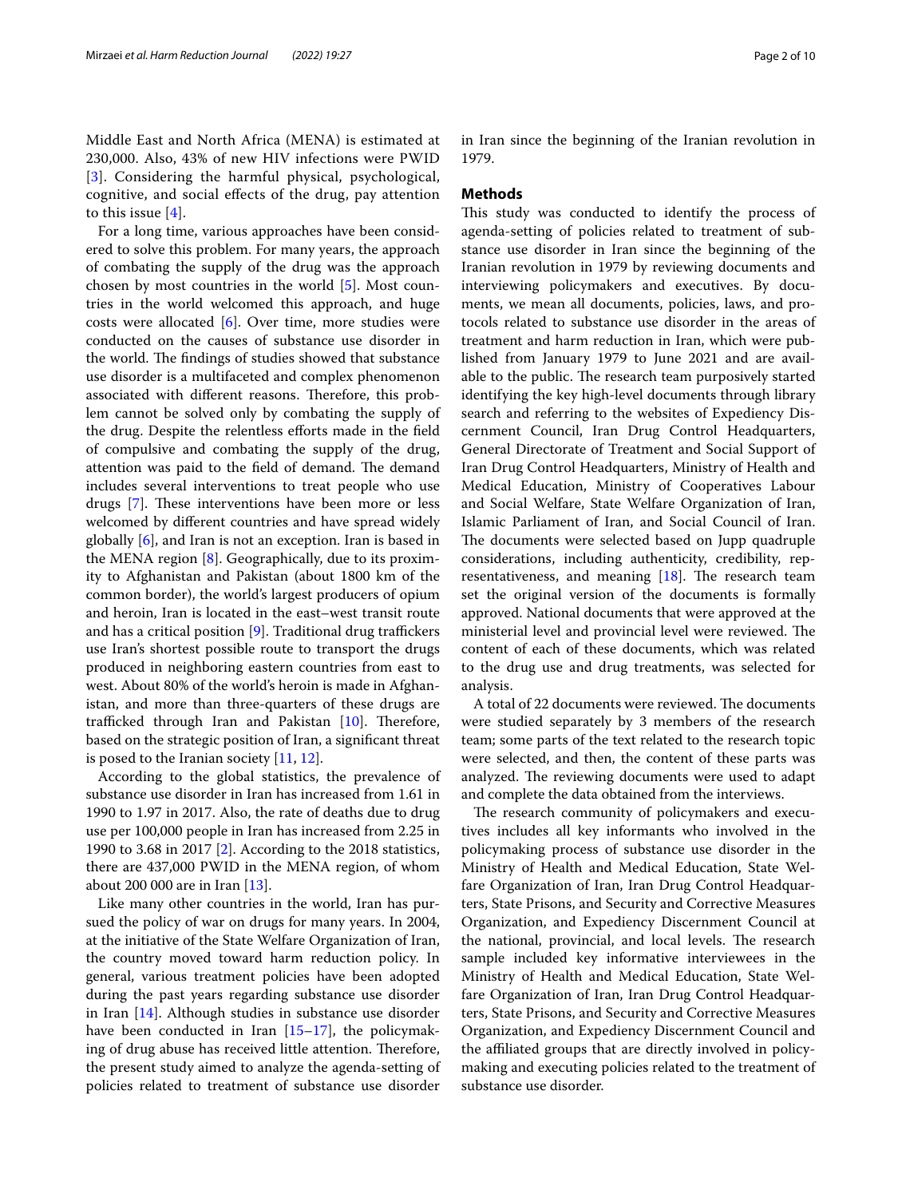Middle East and North Africa (MENA) is estimated at 230,000. Also, 43% of new HIV infections were PWID [3]. Considering the harmful physical, psychological, cognitive, and social effects of the drug, pay attention to this issue [4].

For a long time, various approaches have been considered to solve this problem. For many years, the approach of combating the supply of the drug was the approach chosen by most countries in the world [5]. Most countries in the world welcomed this approach, and huge costs were allocated [6]. Over time, more studies were conducted on the causes of substance use disorder in the world. The findings of studies showed that substance use disorder is a multifaceted and complex phenomenon associated with different reasons. Therefore, this problem cannot be solved only by combating the supply of the drug. Despite the relentless efforts made in the field of compulsive and combating the supply of the drug, attention was paid to the field of demand. The demand includes several interventions to treat people who use drugs [7]. These interventions have been more or less welcomed by different countries and have spread widely globally [6], and Iran is not an exception. Iran is based in the MENA region [8]. Geographically, due to its proximity to Afghanistan and Pakistan (about 1800 km of the common border), the world's largest producers of opium and heroin, Iran is located in the east–west transit route and has a critical position [9]. Traditional drug traffickers use Iran's shortest possible route to transport the drugs produced in neighboring eastern countries from east to west. About 80% of the world's heroin is made in Afghanistan, and more than three-quarters of these drugs are trafficked through Iran and Pakistan [10]. Therefore, based on the strategic position of Iran, a significant threat is posed to the Iranian society [11, 12].

According to the global statistics, the prevalence of substance use disorder in Iran has increased from 1.61 in 1990 to 1.97 in 2017. Also, the rate of deaths due to drug use per 100,000 people in Iran has increased from 2.25 in 1990 to 3.68 in 2017 [2]. According to the 2018 statistics, there are 437,000 PWID in the MENA region, of whom about 200 000 are in Iran [13].

Like many other countries in the world, Iran has pursued the policy of war on drugs for many years. In 2004, at the initiative of the State Welfare Organization of Iran, the country moved toward harm reduction policy. In general, various treatment policies have been adopted during the past years regarding substance use disorder in Iran [14]. Although studies in substance use disorder have been conducted in Iran [15–17], the policymaking of drug abuse has received little attention. Therefore, the present study aimed to analyze the agenda-setting of policies related to treatment of substance use disorder in Iran since the beginning of the Iranian revolution in 1979.

## Methods

This study was conducted to identify the process of agenda-setting of policies related to treatment of substance use disorder in Iran since the beginning of the Iranian revolution in 1979 by reviewing documents and interviewing policymakers and executives. By documents, we mean all documents, policies, laws, and protocols related to substance use disorder in the areas of treatment and harm reduction in Iran, which were published from January 1979 to June 2021 and are available to the public. The research team purposively started identifying the key high-level documents through library search and referring to the websites of Expediency Discernment Council, Iran Drug Control Headquarters, General Directorate of Treatment and Social Support of Iran Drug Control Headquarters, Ministry of Health and Medical Education, Ministry of Cooperatives Labour and Social Welfare, State Welfare Organization of Iran, Islamic Parliament of Iran, and Social Council of Iran. The documents were selected based on Jupp quadruple considerations, including authenticity, credibility, representativeness, and meaning [18]. The research team set the original version of the documents is formally approved. National documents that were approved at the ministerial level and provincial level were reviewed. The content of each of these documents, which was related to the drug use and drug treatments, was selected for analysis.

A total of 22 documents were reviewed. The documents were studied separately by 3 members of the research team; some parts of the text related to the research topic were selected, and then, the content of these parts was analyzed. The reviewing documents were used to adapt and complete the data obtained from the interviews.

The research community of policymakers and executives includes all key informants who involved in the policymaking process of substance use disorder in the Ministry of Health and Medical Education, State Welfare Organization of Iran, Iran Drug Control Headquarters, State Prisons, and Security and Corrective Measures Organization, and Expediency Discernment Council at the national, provincial, and local levels. The research sample included key informative interviewees in the Ministry of Health and Medical Education, State Welfare Organization of Iran, Iran Drug Control Headquarters, State Prisons, and Security and Corrective Measures Organization, and Expediency Discernment Council and the affiliated groups that are directly involved in policymaking and executing policies related to the treatment of substance use disorder.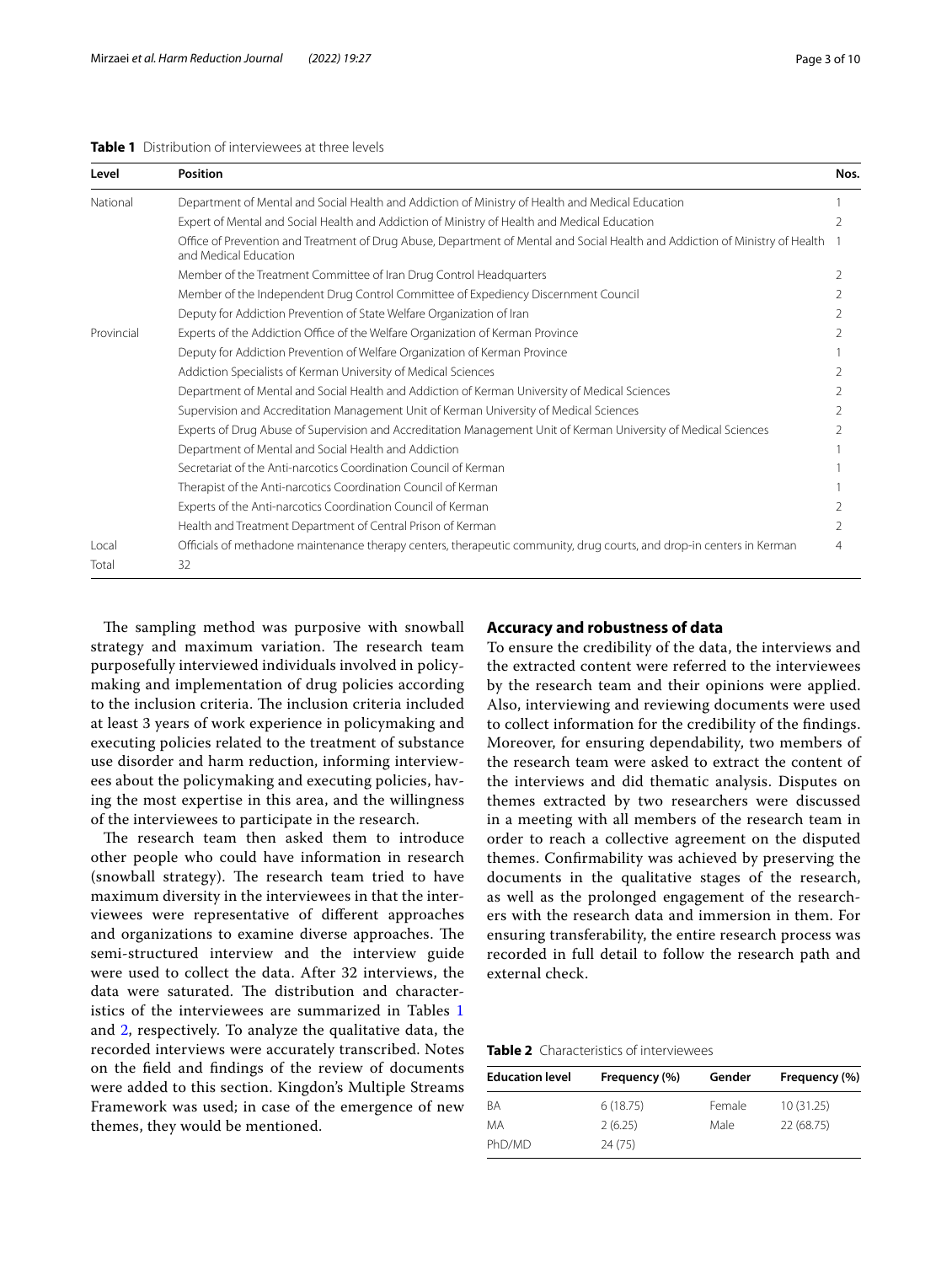**Table 1** Distribution of interviewees at three levels

| Level | Position | Nos. |
|---|---|---|
| National | Department of Mental and Social Health and Addiction of Ministry of Health and Medical Education | 1 |
| | Expert of Mental and Social Health and Addiction of Ministry of Health and Medical Education | 2 |
| | Office of Prevention and Treatment of Drug Abuse, Department of Mental and Social Health and Addiction of Ministry of Health and Medical Education | 1 |
| | Member of the Treatment Committee of Iran Drug Control Headquarters | 2 |
| | Member of the Independent Drug Control Committee of Expediency Discernment Council | 2 |
| | Deputy for Addiction Prevention of State Welfare Organization of Iran | 2 |
| Provincial | Experts of the Addiction Office of the Welfare Organization of Kerman Province | 2 |
| | Deputy for Addiction Prevention of Welfare Organization of Kerman Province | 1 |
| | Addiction Specialists of Kerman University of Medical Sciences | 2 |
| | Department of Mental and Social Health and Addiction of Kerman University of Medical Sciences | 2 |
| | Supervision and Accreditation Management Unit of Kerman University of Medical Sciences | 2 |
| | Experts of Drug Abuse of Supervision and Accreditation Management Unit of Kerman University of Medical Sciences | 2 |
| | Department of Mental and Social Health and Addiction | 1 |
| | Secretariat of the Anti-narcotics Coordination Council of Kerman | 1 |
| | Therapist of the Anti-narcotics Coordination Council of Kerman | 1 |
| | Experts of the Anti-narcotics Coordination Council of Kerman | 2 |
| | Health and Treatment Department of Central Prison of Kerman | 2 |
| Local | Officials of methadone maintenance therapy centers, therapeutic community, drug courts, and drop-in centers in Kerman | 4 |
| Total | 32 | |

The sampling method was purposive with snowball strategy and maximum variation. The research team purposefully interviewed individuals involved in policymaking and implementation of drug policies according to the inclusion criteria. The inclusion criteria included at least 3 years of work experience in policymaking and executing policies related to the treatment of substance use disorder and harm reduction, informing interviewees about the policymaking and executing policies, having the most expertise in this area, and the willingness of the interviewees to participate in the research.

The research team then asked them to introduce other people who could have information in research (snowball strategy). The research team tried to have maximum diversity in the interviewees in that the interviewees were representative of different approaches and organizations to examine diverse approaches. The semi-structured interview and the interview guide were used to collect the data. After 32 interviews, the data were saturated. The distribution and characteristics of the interviewees are summarized in Tables 1 and 2, respectively. To analyze the qualitative data, the recorded interviews were accurately transcribed. Notes on the field and findings of the review of documents were added to this section. Kingdon's Multiple Streams Framework was used; in case of the emergence of new themes, they would be mentioned.

## Accuracy and robustness of data

To ensure the credibility of the data, the interviews and the extracted content were referred to the interviewees by the research team and their opinions were applied. Also, interviewing and reviewing documents were used to collect information for the credibility of the findings. Moreover, for ensuring dependability, two members of the research team were asked to extract the content of the interviews and did thematic analysis. Disputes on themes extracted by two researchers were discussed in a meeting with all members of the research team in order to reach a collective agreement on the disputed themes. Confirmability was achieved by preserving the documents in the qualitative stages of the research, as well as the prolonged engagement of the researchers with the research data and immersion in them. For ensuring transferability, the entire research process was recorded in full detail to follow the research path and external check.

**Table 2** Characteristics of interviewees

| Education level | Frequency (%) | Gender | Frequency (%) |
|---|---|---|---|
| BA | 6 (18.75) | Female | 10 (31.25) |
| MA | 2 (6.25) | Male | 22 (68.75) |
| PhD/MD | 24 (75) | | |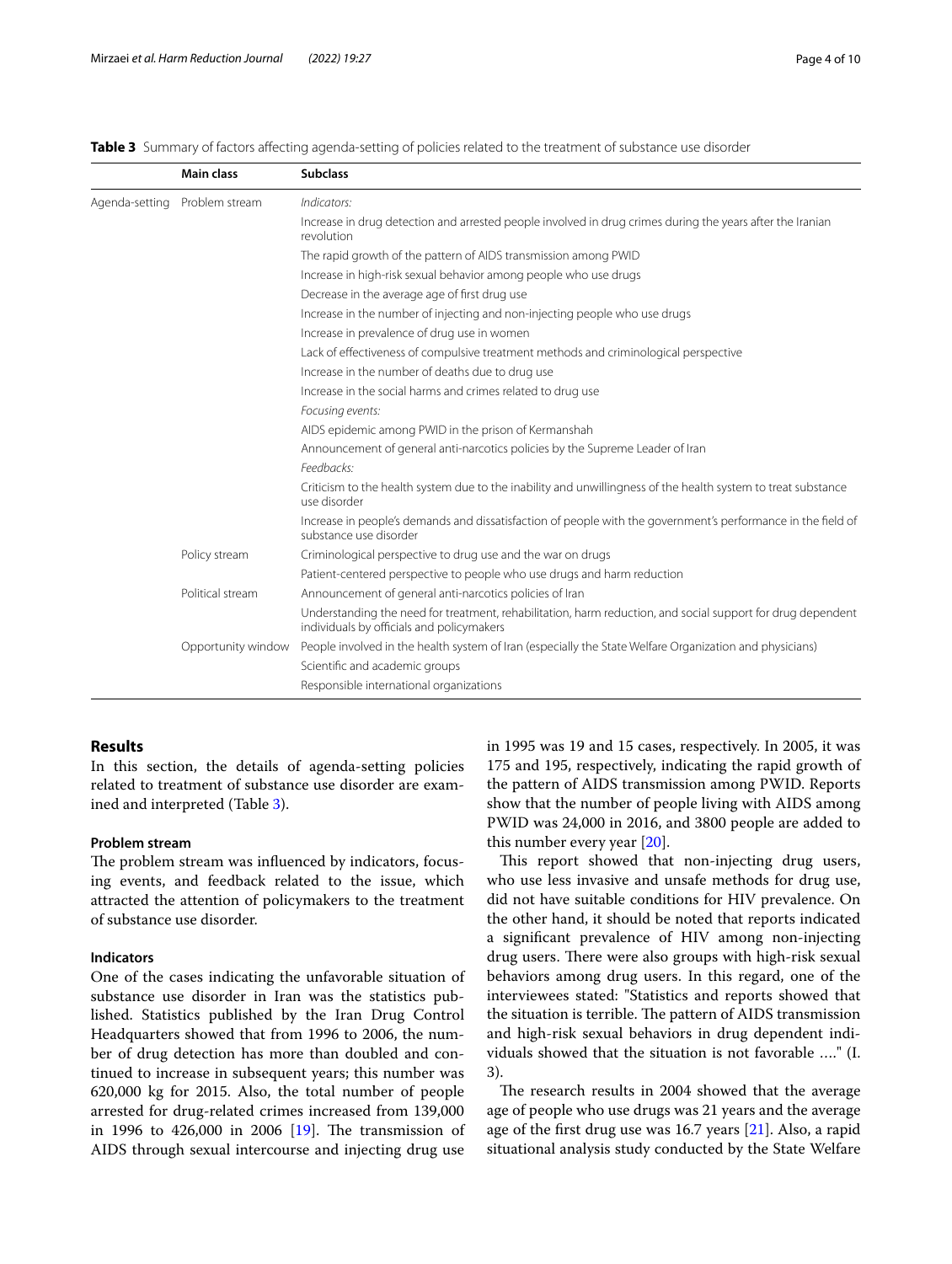**Table 3** Summary of factors affecting agenda-setting of policies related to the treatment of substance use disorder

| | Main class | Subclass |
|---|---|---|
| Agenda-setting | Problem stream | *Indicators:* |
| | | Increase in drug detection and arrested people involved in drug crimes during the years after the Iranian revolution |
| | | The rapid growth of the pattern of AIDS transmission among PWID |
| | | Increase in high-risk sexual behavior among people who use drugs |
| | | Decrease in the average age of first drug use |
| | | Increase in the number of injecting and non-injecting people who use drugs |
| | | Increase in prevalence of drug use in women |
| | | Lack of effectiveness of compulsive treatment methods and criminological perspective |
| | | Increase in the number of deaths due to drug use |
| | | Increase in the social harms and crimes related to drug use |
| | | *Focusing events:* |
| | | AIDS epidemic among PWID in the prison of Kermanshah |
| | | Announcement of general anti-narcotics policies by the Supreme Leader of Iran |
| | | *Feedbacks:* |
| | | Criticism to the health system due to the inability and unwillingness of the health system to treat substance use disorder |
| | | Increase in people's demands and dissatisfaction of people with the government's performance in the field of substance use disorder |
| | Policy stream | Criminological perspective to drug use and the war on drugs |
| | | Patient-centered perspective to people who use drugs and harm reduction |
| | Political stream | Announcement of general anti-narcotics policies of Iran |
| | | Understanding the need for treatment, rehabilitation, harm reduction, and social support for drug dependent individuals by officials and policymakers |
| | Opportunity window | People involved in the health system of Iran (especially the State Welfare Organization and physicians) |
| | | Scientific and academic groups |
| | | Responsible international organizations |

## Results

In this section, the details of agenda-setting policies related to treatment of substance use disorder are examined and interpreted (Table 3).

### Problem stream

The problem stream was influenced by indicators, focusing events, and feedback related to the issue, which attracted the attention of policymakers to the treatment of substance use disorder.

### Indicators

One of the cases indicating the unfavorable situation of substance use disorder in Iran was the statistics published. Statistics published by the Iran Drug Control Headquarters showed that from 1996 to 2006, the number of drug detection has more than doubled and continued to increase in subsequent years; this number was 620,000 kg for 2015. Also, the total number of people arrested for drug-related crimes increased from 139,000 in 1996 to 426,000 in 2006 [19]. The transmission of AIDS through sexual intercourse and injecting drug use in 1995 was 19 and 15 cases, respectively. In 2005, it was 175 and 195, respectively, indicating the rapid growth of the pattern of AIDS transmission among PWID. Reports show that the number of people living with AIDS among PWID was 24,000 in 2016, and 3800 people are added to this number every year [20].

This report showed that non-injecting drug users, who use less invasive and unsafe methods for drug use, did not have suitable conditions for HIV prevalence. On the other hand, it should be noted that reports indicated a significant prevalence of HIV among non-injecting drug users. There were also groups with high-risk sexual behaviors among drug users. In this regard, one of the interviewees stated: "Statistics and reports showed that the situation is terrible. The pattern of AIDS transmission and high-risk sexual behaviors in drug dependent individuals showed that the situation is not favorable …." (I. 3).

The research results in 2004 showed that the average age of people who use drugs was 21 years and the average age of the first drug use was 16.7 years [21]. Also, a rapid situational analysis study conducted by the State Welfare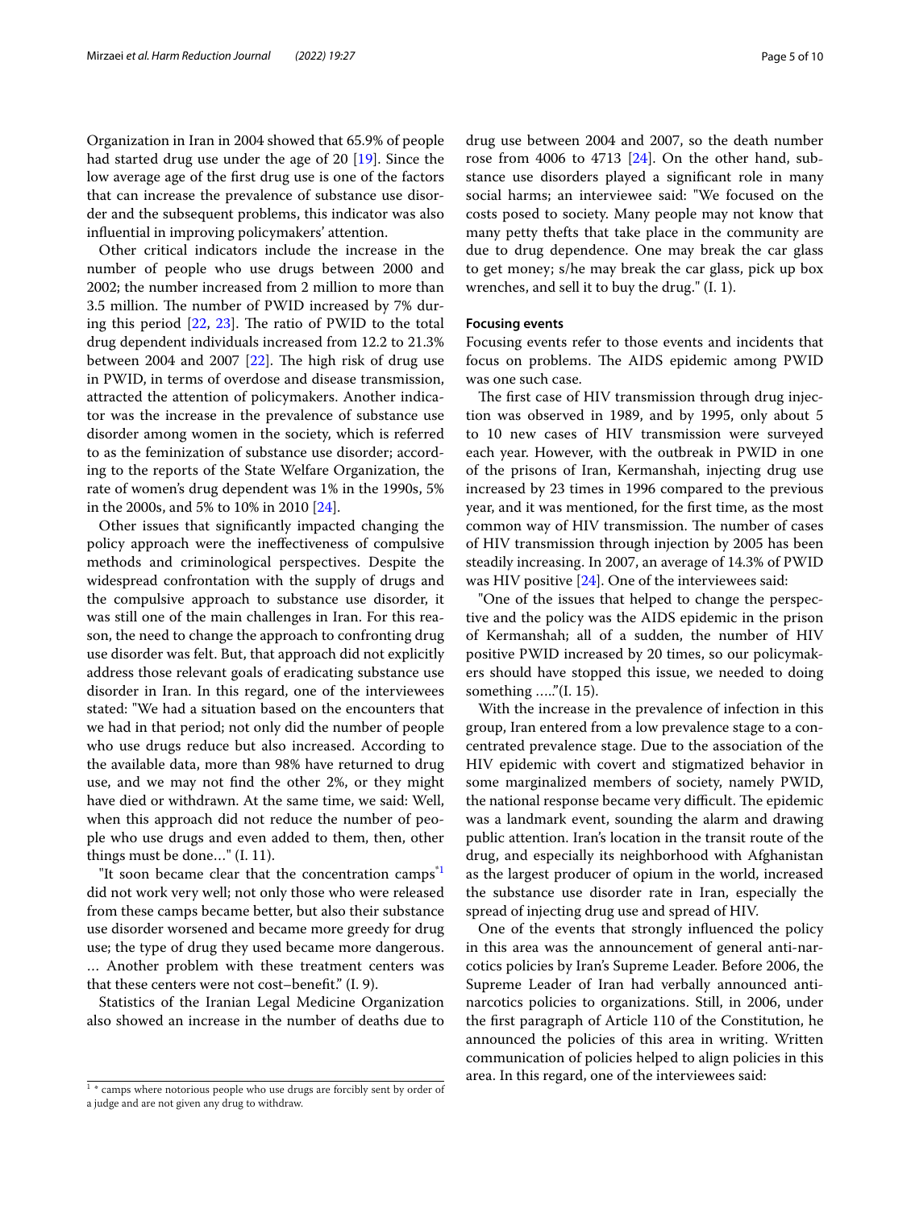Organization in Iran in 2004 showed that 65.9% of people had started drug use under the age of 20 [19]. Since the low average age of the first drug use is one of the factors that can increase the prevalence of substance use disorder and the subsequent problems, this indicator was also influential in improving policymakers' attention.

Other critical indicators include the increase in the number of people who use drugs between 2000 and 2002; the number increased from 2 million to more than 3.5 million. The number of PWID increased by 7% during this period [22, 23]. The ratio of PWID to the total drug dependent individuals increased from 12.2 to 21.3% between 2004 and 2007 [22]. The high risk of drug use in PWID, in terms of overdose and disease transmission, attracted the attention of policymakers. Another indicator was the increase in the prevalence of substance use disorder among women in the society, which is referred to as the feminization of substance use disorder; according to the reports of the State Welfare Organization, the rate of women's drug dependent was 1% in the 1990s, 5% in the 2000s, and 5% to 10% in 2010 [24].

Other issues that significantly impacted changing the policy approach were the ineffectiveness of compulsive methods and criminological perspectives. Despite the widespread confrontation with the supply of drugs and the compulsive approach to substance use disorder, it was still one of the main challenges in Iran. For this reason, the need to change the approach to confronting drug use disorder was felt. But, that approach did not explicitly address those relevant goals of eradicating substance use disorder in Iran. In this regard, one of the interviewees stated: "We had a situation based on the encounters that we had in that period; not only did the number of people who use drugs reduce but also increased. According to the available data, more than 98% have returned to drug use, and we may not find the other 2%, or they might have died or withdrawn. At the same time, we said: Well, when this approach did not reduce the number of people who use drugs and even added to them, then, other things must be done…" (I. 11).

"It soon became clear that the concentration camps*[1] did not work very well; not only those who were released from these camps became better, but also their substance use disorder worsened and became more greedy for drug use; the type of drug they used became more dangerous. … Another problem with these treatment centers was that these centers were not cost–benefit." (I. 9).

Statistics of the Iranian Legal Medicine Organization also showed an increase in the number of deaths due to drug use between 2004 and 2007, so the death number rose from 4006 to 4713 [24]. On the other hand, substance use disorders played a significant role in many social harms; an interviewee said: "We focused on the costs posed to society. Many people may not know that many petty thefts that take place in the community are due to drug dependence. One may break the car glass to get money; s/he may break the car glass, pick up box wrenches, and sell it to buy the drug." (I. 1).

#### Focusing events

Focusing events refer to those events and incidents that focus on problems. The AIDS epidemic among PWID was one such case.

The first case of HIV transmission through drug injection was observed in 1989, and by 1995, only about 5 to 10 new cases of HIV transmission were surveyed each year. However, with the outbreak in PWID in one of the prisons of Iran, Kermanshah, injecting drug use increased by 23 times in 1996 compared to the previous year, and it was mentioned, for the first time, as the most common way of HIV transmission. The number of cases of HIV transmission through injection by 2005 has been steadily increasing. In 2007, an average of 14.3% of PWID was HIV positive [24]. One of the interviewees said:

"One of the issues that helped to change the perspective and the policy was the AIDS epidemic in the prison of Kermanshah; all of a sudden, the number of HIV positive PWID increased by 20 times, so our policymakers should have stopped this issue, we needed to doing something ….."(I. 15).

With the increase in the prevalence of infection in this group, Iran entered from a low prevalence stage to a concentrated prevalence stage. Due to the association of the HIV epidemic with covert and stigmatized behavior in some marginalized members of society, namely PWID, the national response became very difficult. The epidemic was a landmark event, sounding the alarm and drawing public attention. Iran's location in the transit route of the drug, and especially its neighborhood with Afghanistan as the largest producer of opium in the world, increased the substance use disorder rate in Iran, especially the spread of injecting drug use and spread of HIV.

One of the events that strongly influenced the policy in this area was the announcement of general anti-narcotics policies by Iran's Supreme Leader. Before 2006, the Supreme Leader of Iran had verbally announced anti-narcotics policies to organizations. Still, in 2006, under the first paragraph of Article 110 of the Constitution, he announced the policies of this area in writing. Written communication of policies helped to align policies in this area. In this regard, one of the interviewees said:

[1] * camps where notorious people who use drugs are forcibly sent by order of a judge and are not given any drug to withdraw.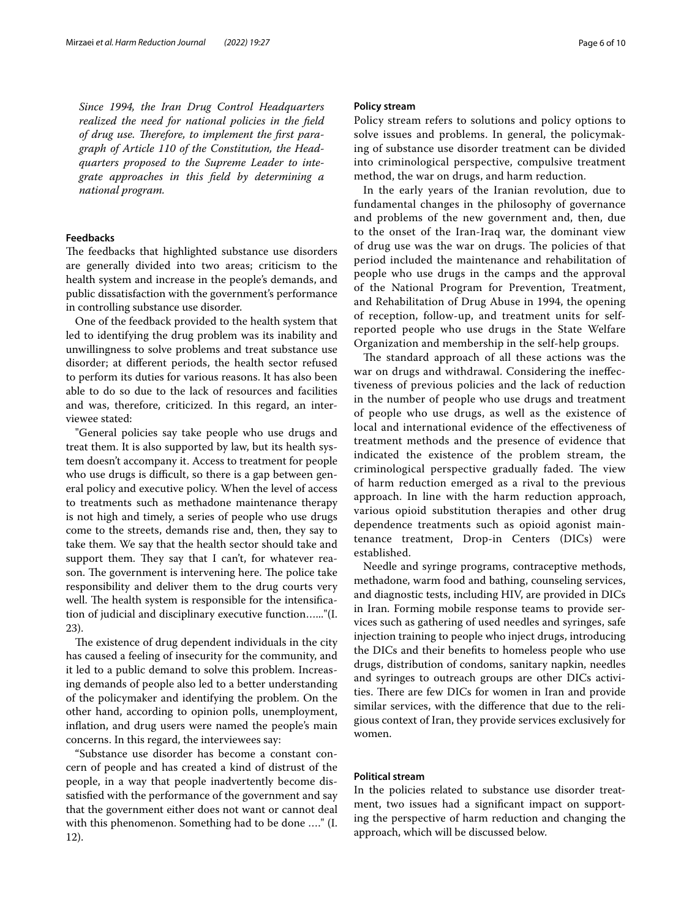*Since 1994, the Iran Drug Control Headquarters realized the need for national policies in the field of drug use. Therefore, to implement the first paragraph of Article 110 of the Constitution, the Headquarters proposed to the Supreme Leader to integrate approaches in this field by determining a national program.*

#### Feedbacks

The feedbacks that highlighted substance use disorders are generally divided into two areas; criticism to the health system and increase in the people's demands, and public dissatisfaction with the government's performance in controlling substance use disorder.

One of the feedback provided to the health system that led to identifying the drug problem was its inability and unwillingness to solve problems and treat substance use disorder; at different periods, the health sector refused to perform its duties for various reasons. It has also been able to do so due to the lack of resources and facilities and was, therefore, criticized. In this regard, an interviewee stated:

"General policies say take people who use drugs and treat them. It is also supported by law, but its health system doesn't accompany it. Access to treatment for people who use drugs is difficult, so there is a gap between general policy and executive policy. When the level of access to treatments such as methadone maintenance therapy is not high and timely, a series of people who use drugs come to the streets, demands rise and, then, they say to take them. We say that the health sector should take and support them. They say that I can't, for whatever reason. The government is intervening here. The police take responsibility and deliver them to the drug courts very well. The health system is responsible for the intensification of judicial and disciplinary executive function…..."(I. 23).

The existence of drug dependent individuals in the city has caused a feeling of insecurity for the community, and it led to a public demand to solve this problem. Increasing demands of people also led to a better understanding of the policymaker and identifying the problem. On the other hand, according to opinion polls, unemployment, inflation, and drug users were named the people's main concerns. In this regard, the interviewees say:

"Substance use disorder has become a constant concern of people and has created a kind of distrust of the people, in a way that people inadvertently become dissatisfied with the performance of the government and say that the government either does not want or cannot deal with this phenomenon. Something had to be done …." (I. 12).

#### Policy stream

Policy stream refers to solutions and policy options to solve issues and problems. In general, the policymaking of substance use disorder treatment can be divided into criminological perspective, compulsive treatment method, the war on drugs, and harm reduction.

In the early years of the Iranian revolution, due to fundamental changes in the philosophy of governance and problems of the new government and, then, due to the onset of the Iran-Iraq war, the dominant view of drug use was the war on drugs. The policies of that period included the maintenance and rehabilitation of people who use drugs in the camps and the approval of the National Program for Prevention, Treatment, and Rehabilitation of Drug Abuse in 1994, the opening of reception, follow-up, and treatment units for self-reported people who use drugs in the State Welfare Organization and membership in the self-help groups.

The standard approach of all these actions was the war on drugs and withdrawal. Considering the ineffectiveness of previous policies and the lack of reduction in the number of people who use drugs and treatment of people who use drugs, as well as the existence of local and international evidence of the effectiveness of treatment methods and the presence of evidence that indicated the existence of the problem stream, the criminological perspective gradually faded. The view of harm reduction emerged as a rival to the previous approach. In line with the harm reduction approach, various opioid substitution therapies and other drug dependence treatments such as opioid agonist maintenance treatment, Drop-in Centers (DICs) were established.

Needle and syringe programs, contraceptive methods, methadone, warm food and bathing, counseling services, and diagnostic tests, including HIV, are provided in DICs in Iran. Forming mobile response teams to provide services such as gathering of used needles and syringes, safe injection training to people who inject drugs, introducing the DICs and their benefits to homeless people who use drugs, distribution of condoms, sanitary napkin, needles and syringes to outreach groups are other DICs activities. There are few DICs for women in Iran and provide similar services, with the difference that due to the religious context of Iran, they provide services exclusively for women.

#### Political stream

In the policies related to substance use disorder treatment, two issues had a significant impact on supporting the perspective of harm reduction and changing the approach, which will be discussed below.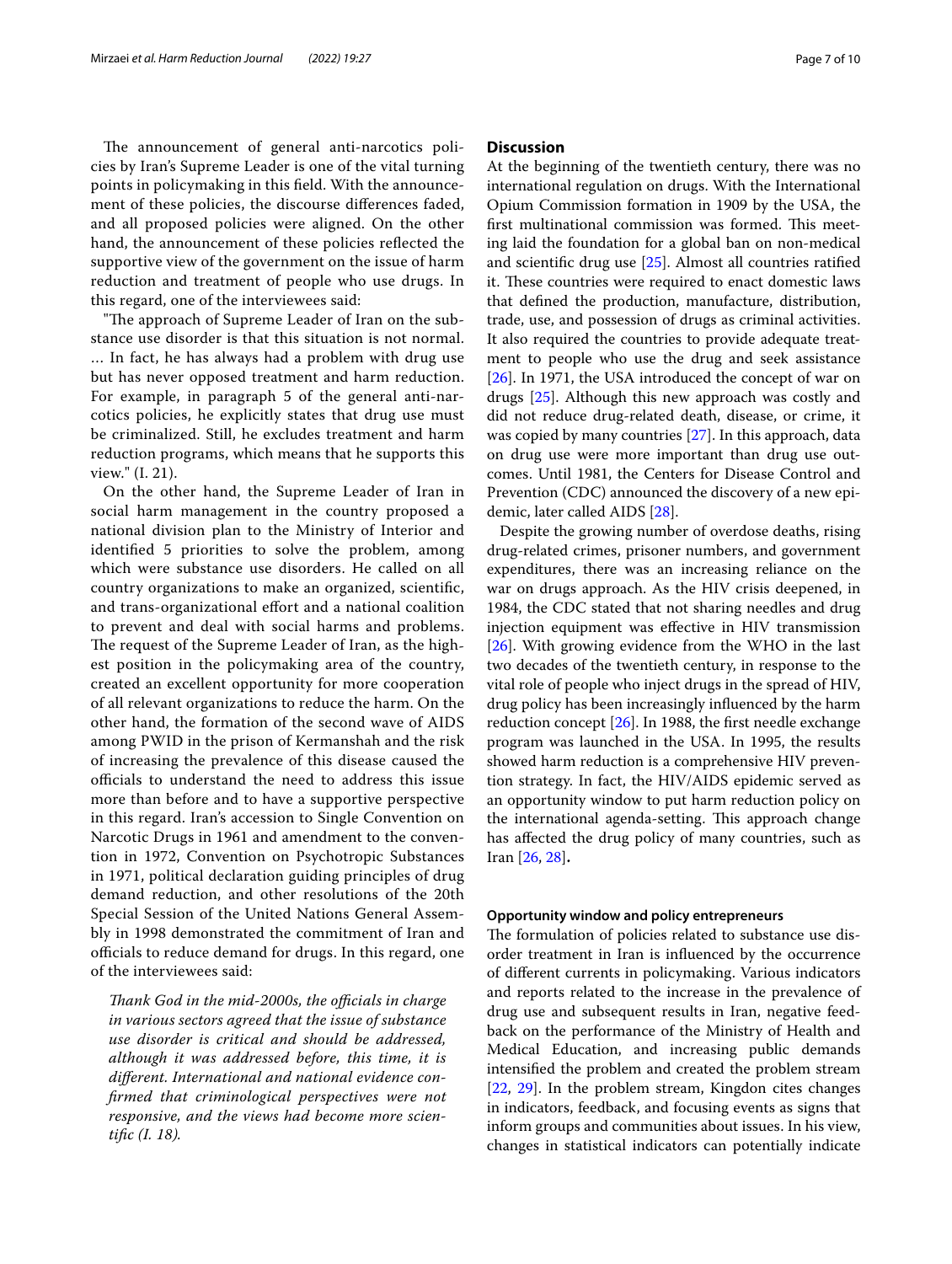The announcement of general anti-narcotics policies by Iran's Supreme Leader is one of the vital turning points in policymaking in this field. With the announcement of these policies, the discourse differences faded, and all proposed policies were aligned. On the other hand, the announcement of these policies reflected the supportive view of the government on the issue of harm reduction and treatment of people who use drugs. In this regard, one of the interviewees said:

"The approach of Supreme Leader of Iran on the substance use disorder is that this situation is not normal. … In fact, he has always had a problem with drug use but has never opposed treatment and harm reduction. For example, in paragraph 5 of the general anti-narcotics policies, he explicitly states that drug use must be criminalized. Still, he excludes treatment and harm reduction programs, which means that he supports this view." (I. 21).

On the other hand, the Supreme Leader of Iran in social harm management in the country proposed a national division plan to the Ministry of Interior and identified 5 priorities to solve the problem, among which were substance use disorders. He called on all country organizations to make an organized, scientific, and trans-organizational effort and a national coalition to prevent and deal with social harms and problems. The request of the Supreme Leader of Iran, as the highest position in the policymaking area of the country, created an excellent opportunity for more cooperation of all relevant organizations to reduce the harm. On the other hand, the formation of the second wave of AIDS among PWID in the prison of Kermanshah and the risk of increasing the prevalence of this disease caused the officials to understand the need to address this issue more than before and to have a supportive perspective in this regard. Iran's accession to Single Convention on Narcotic Drugs in 1961 and amendment to the convention in 1972, Convention on Psychotropic Substances in 1971, political declaration guiding principles of drug demand reduction, and other resolutions of the 20th Special Session of the United Nations General Assembly in 1998 demonstrated the commitment of Iran and officials to reduce demand for drugs. In this regard, one of the interviewees said:

> *Thank God in the mid-2000s, the officials in charge in various sectors agreed that the issue of substance use disorder is critical and should be addressed, although it was addressed before, this time, it is different. International and national evidence confirmed that criminological perspectives were not responsive, and the views had become more scientific (I. 18).*

## Discussion

At the beginning of the twentieth century, there was no international regulation on drugs. With the International Opium Commission formation in 1909 by the USA, the first multinational commission was formed. This meeting laid the foundation for a global ban on non-medical and scientific drug use [25]. Almost all countries ratified it. These countries were required to enact domestic laws that defined the production, manufacture, distribution, trade, use, and possession of drugs as criminal activities. It also required the countries to provide adequate treatment to people who use the drug and seek assistance [26]. In 1971, the USA introduced the concept of war on drugs [25]. Although this new approach was costly and did not reduce drug-related death, disease, or crime, it was copied by many countries [27]. In this approach, data on drug use were more important than drug use outcomes. Until 1981, the Centers for Disease Control and Prevention (CDC) announced the discovery of a new epidemic, later called AIDS [28].

Despite the growing number of overdose deaths, rising drug-related crimes, prisoner numbers, and government expenditures, there was an increasing reliance on the war on drugs approach. As the HIV crisis deepened, in 1984, the CDC stated that not sharing needles and drug injection equipment was effective in HIV transmission [26]. With growing evidence from the WHO in the last two decades of the twentieth century, in response to the vital role of people who inject drugs in the spread of HIV, drug policy has been increasingly influenced by the harm reduction concept [26]. In 1988, the first needle exchange program was launched in the USA. In 1995, the results showed harm reduction is a comprehensive HIV prevention strategy. In fact, the HIV/AIDS epidemic served as an opportunity window to put harm reduction policy on the international agenda-setting. This approach change has affected the drug policy of many countries, such as Iran [26, 28].

### Opportunity window and policy entrepreneurs

The formulation of policies related to substance use disorder treatment in Iran is influenced by the occurrence of different currents in policymaking. Various indicators and reports related to the increase in the prevalence of drug use and subsequent results in Iran, negative feedback on the performance of the Ministry of Health and Medical Education, and increasing public demands intensified the problem and created the problem stream [22, 29]. In the problem stream, Kingdon cites changes in indicators, feedback, and focusing events as signs that inform groups and communities about issues. In his view, changes in statistical indicators can potentially indicate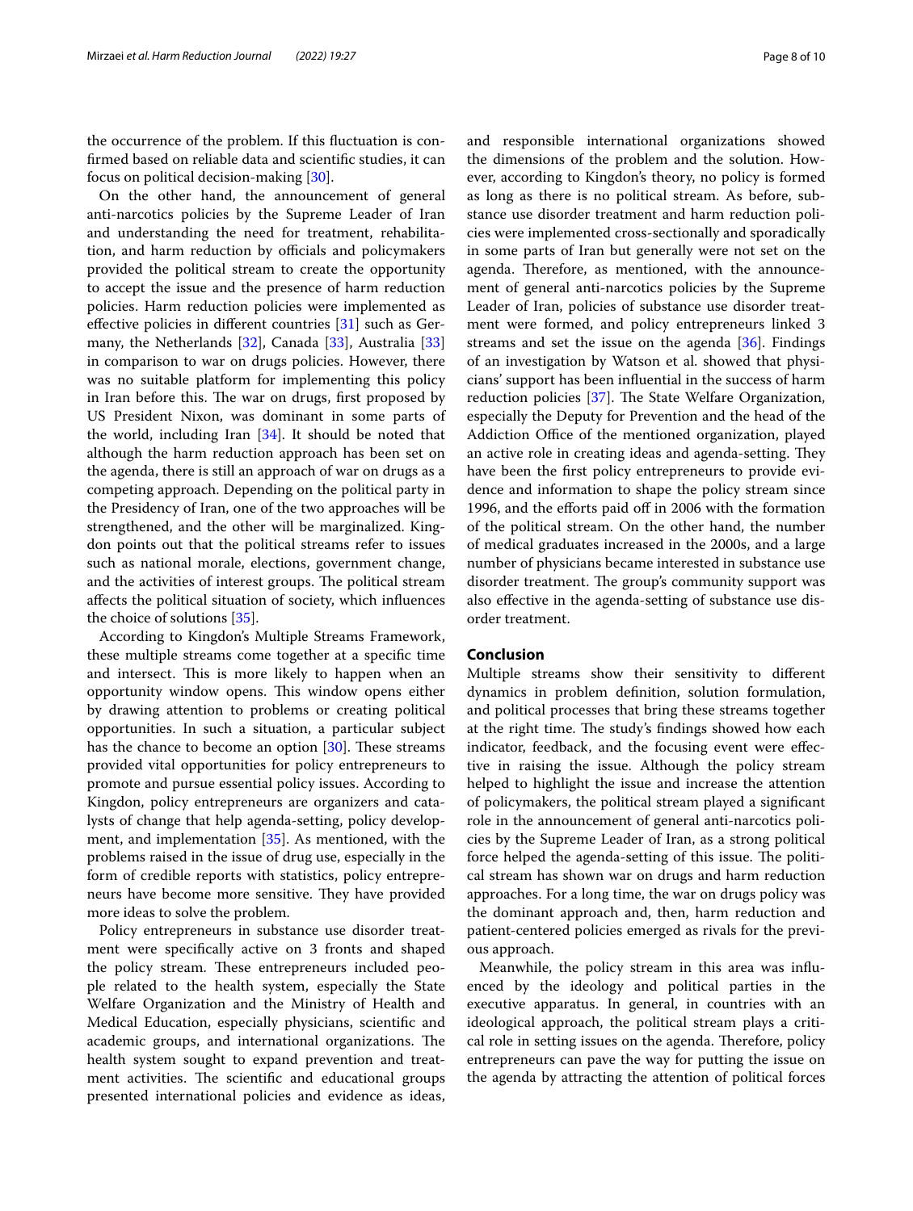the occurrence of the problem. If this fluctuation is confirmed based on reliable data and scientific studies, it can focus on political decision-making [30].

On the other hand, the announcement of general anti-narcotics policies by the Supreme Leader of Iran and understanding the need for treatment, rehabilitation, and harm reduction by officials and policymakers provided the political stream to create the opportunity to accept the issue and the presence of harm reduction policies. Harm reduction policies were implemented as effective policies in different countries [31] such as Germany, the Netherlands [32], Canada [33], Australia [33] in comparison to war on drugs policies. However, there was no suitable platform for implementing this policy in Iran before this. The war on drugs, first proposed by US President Nixon, was dominant in some parts of the world, including Iran [34]. It should be noted that although the harm reduction approach has been set on the agenda, there is still an approach of war on drugs as a competing approach. Depending on the political party in the Presidency of Iran, one of the two approaches will be strengthened, and the other will be marginalized. Kingdon points out that the political streams refer to issues such as national morale, elections, government change, and the activities of interest groups. The political stream affects the political situation of society, which influences the choice of solutions [35].

According to Kingdon's Multiple Streams Framework, these multiple streams come together at a specific time and intersect. This is more likely to happen when an opportunity window opens. This window opens either by drawing attention to problems or creating political opportunities. In such a situation, a particular subject has the chance to become an option [30]. These streams provided vital opportunities for policy entrepreneurs to promote and pursue essential policy issues. According to Kingdon, policy entrepreneurs are organizers and catalysts of change that help agenda-setting, policy development, and implementation [35]. As mentioned, with the problems raised in the issue of drug use, especially in the form of credible reports with statistics, policy entrepreneurs have become more sensitive. They have provided more ideas to solve the problem.

Policy entrepreneurs in substance use disorder treatment were specifically active on 3 fronts and shaped the policy stream. These entrepreneurs included people related to the health system, especially the State Welfare Organization and the Ministry of Health and Medical Education, especially physicians, scientific and academic groups, and international organizations. The health system sought to expand prevention and treatment activities. The scientific and educational groups presented international policies and evidence as ideas, and responsible international organizations showed the dimensions of the problem and the solution. However, according to Kingdon's theory, no policy is formed as long as there is no political stream. As before, substance use disorder treatment and harm reduction policies were implemented cross-sectionally and sporadically in some parts of Iran but generally were not set on the agenda. Therefore, as mentioned, with the announcement of general anti-narcotics policies by the Supreme Leader of Iran, policies of substance use disorder treatment were formed, and policy entrepreneurs linked 3 streams and set the issue on the agenda [36]. Findings of an investigation by Watson et al. showed that physicians' support has been influential in the success of harm reduction policies [37]. The State Welfare Organization, especially the Deputy for Prevention and the head of the Addiction Office of the mentioned organization, played an active role in creating ideas and agenda-setting. They have been the first policy entrepreneurs to provide evidence and information to shape the policy stream since 1996, and the efforts paid off in 2006 with the formation of the political stream. On the other hand, the number of medical graduates increased in the 2000s, and a large number of physicians became interested in substance use disorder treatment. The group's community support was also effective in the agenda-setting of substance use disorder treatment.

## Conclusion

Multiple streams show their sensitivity to different dynamics in problem definition, solution formulation, and political processes that bring these streams together at the right time. The study's findings showed how each indicator, feedback, and the focusing event were effective in raising the issue. Although the policy stream helped to highlight the issue and increase the attention of policymakers, the political stream played a significant role in the announcement of general anti-narcotics policies by the Supreme Leader of Iran, as a strong political force helped the agenda-setting of this issue. The political stream has shown war on drugs and harm reduction approaches. For a long time, the war on drugs policy was the dominant approach and, then, harm reduction and patient-centered policies emerged as rivals for the previous approach.

Meanwhile, the policy stream in this area was influenced by the ideology and political parties in the executive apparatus. In general, in countries with an ideological approach, the political stream plays a critical role in setting issues on the agenda. Therefore, policy entrepreneurs can pave the way for putting the issue on the agenda by attracting the attention of political forces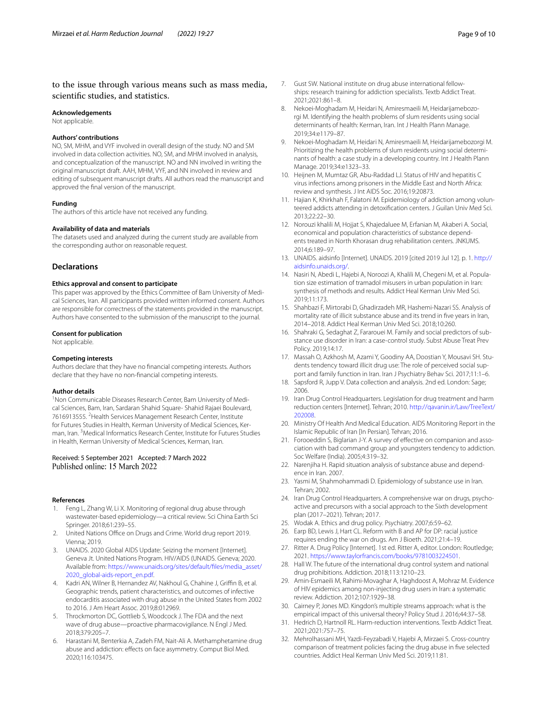to the issue through various means such as mass media, scientific studies, and statistics.

#### Acknowledgements
Not applicable.

#### Authors' contributions
NO, SM, MHM, and VYF involved in overall design of the study. NO and SM involved in data collection activities. NO, SM, and MHM involved in analysis, and conceptualization of the manuscript. NO and NN involved in writing the original manuscript draft. AAH, MHM, VYF, and NN involved in review and editing of subsequent manuscript drafts. All authors read the manuscript and approved the final version of the manuscript.

#### Funding
The authors of this article have not received any funding.

#### Availability of data and materials
The datasets used and analyzed during the current study are available from the corresponding author on reasonable request.

## Declarations

#### Ethics approval and consent to participate
This paper was approved by the Ethics Committee of Bam University of Medical Sciences, Iran. All participants provided written informed consent. Authors are responsible for correctness of the statements provided in the manuscript. Authors have consented to the submission of the manuscript to the journal.

#### Consent for publication
Not applicable.

#### Competing interests
Authors declare that they have no financial competing interests. Authors declare that they have no non-financial competing interests.

#### Author details
[1]Non Communicable Diseases Research Center, Bam University of Medical Sciences, Bam, Iran, Sardaran Shahid Square- Shahid Rajaei Boulevard, 7616913555. [2]Health Services Management Research Center, Institute for Futures Studies in Health, Kerman University of Medical Sciences, Kerman, Iran. [3]Medical Informatics Research Center, Institute for Futures Studies in Health, Kerman University of Medical Sciences, Kerman, Iran.

Received: 5 September 2021 Accepted: 7 March 2022
Published online: 15 March 2022

#### References

1. Feng L, Zhang W, Li X. Monitoring of regional drug abuse through wastewater-based epidemiology—a critical review. Sci China Earth Sci Springer. 2018;61:239–55.
2. United Nations Office on Drugs and Crime. World drug report 2019. Vienna; 2019.
3. UNAIDS. 2020 Global AIDS Update: Seizing the moment [Internet]. Geneva Jt. United Nations Program. HIV/AIDS (UNAIDS. Geneva; 2020. Available from: https://www.unaids.org/sites/default/files/media_asset/2020_global-aids-report_en.pdf.
4. Kadri AN, Wilner B, Hernandez AV, Nakhoul G, Chahine J, Griffin B, et al. Geographic trends, patient characteristics, and outcomes of infective endocarditis associated with drug abuse in the United States from 2002 to 2016. J Am Heart Assoc. 2019;8:012969.
5. Throckmorton DC, Gottlieb S, Woodcock J. The FDA and the next wave of drug abuse—proactive pharmacovigilance. N Engl J Med. 2018;379:205–7.
6. Harastani M, Benterkia A, Zadeh FM, Nait-Ali A. Methamphetamine drug abuse and addiction: effects on face asymmetry. Comput Biol Med. 2020;116:103475.
7. Gust SW. National institute on drug abuse international fellowships: research training for addiction specialists. Textb Addict Treat. 2021;2021:861–8.
8. Nekoei-Moghadam M, Heidari N, Amiresmaeili M, Heidarijamebozorgi M. Identifying the health problems of slum residents using social determinants of health: Kerman, Iran. Int J Health Plann Manage. 2019;34:e1179–87.
9. Nekoei-Moghadam M, Heidari N, Amiresmaeili M, Heidarijamebozorgi M. Prioritizing the health problems of slum residents using social determinants of health: a case study in a developing country. Int J Health Plann Manage. 2019;34:e1323–33.
10. Heijnen M, Mumtaz GR, Abu-Raddad LJ. Status of HIV and hepatitis C virus infections among prisoners in the Middle East and North Africa: review and synthesis. J Int AIDS Soc. 2016;19:20873.
11. Hajian K, Khirkhah F, Falatoni M. Epidemiology of addiction among volunteered addicts attending in detoxification centers. J Guilan Univ Med Sci. 2013;22:22–30.
12. Norouzi khalili M, Hojjat S, Khajedaluee M, Erfanian M, Akaberi A. Social, economical and population characteristics of substance dependents treated in North Khorasan drug rehabilitation centers. JNKUMS. 2014;6:189–97.
13. UNAIDS. aidsinfo [Internet]. UNAIDS. 2019 [cited 2019 Jul 12]. p. 1. http://aidsinfo.unaids.org/.
14. Nasiri N, Abedi L, Hajebi A, Noroozi A, Khalili M, Chegeni M, et al. Population size estimation of tramadol misusers in urban population in Iran: synthesis of methods and results. Addict Heal Kerman Univ Med Sci. 2019;11:173.
15. Shahbazi F, Mirtorabi D, Ghadirzadeh MR, Hashemi-Nazari SS. Analysis of mortality rate of illicit substance abuse and its trend in five years in Iran, 2014–2018. Addict Heal Kerman Univ Med Sci. 2018;10:260.
16. Shahraki G, Sedaghat Z, Fararouei M. Family and social predictors of substance use disorder in Iran: a case-control study. Subst Abuse Treat Prev Policy. 2019;14:17.
17. Massah O, Azkhosh M, Azami Y, Goodiny AA, Doostian Y, Mousavi SH. Students tendency toward illicit drug use: The role of perceived social support and family function in Iran. Iran J Psychiatry Behav Sci. 2017;11:1–6.
18. Sapsford R, Jupp V. Data collection and analysis. 2nd ed. London: Sage; 2006.
19. Iran Drug Control Headquarters. Legislation for drug treatment and harm reduction centers [Internet]. Tehran; 2010. http://qavanin.ir/Law/TreeText/202008.
20. Ministry Of Health And Medical Education. AIDS Monitoring Report in the Islamic Republic of Iran [In Persian]. Tehran; 2016.
21. Forooeddin S, Biglarian J-Y. A survey of effective on companion and association with bad command group and youngsters tendency to addiction. Soc Welfare (India). 2005;4:319–32.
22. Narenjiha H. Rapid situation analysis of substance abuse and dependence in Iran. 2007.
23. Yasmi M, Shahmohammadi D. Epidemiology of substance use in Iran. Tehran; 2002.
24. Iran Drug Control Headquarters. A comprehensive war on drugs, psychoactive and precursors with a social approach to the Sixth development plan (2017–2021). Tehran; 2017.
25. Wodak A. Ethics and drug policy. Psychiatry. 2007;6:59–62.
26. Earp BD, Lewis J, Hart CL. Reform with B and AP for DP: racial justice requires ending the war on drugs. Am J Bioeth. 2021;21:4–19.
27. Ritter A. Drug Policy [Internet]. 1st ed. Ritter A, editor. London: Routledge; 2021. https://www.taylorfrancis.com/books/9781003224501.
28. Hall W. The future of the international drug control system and national drug prohibitions. Addiction. 2018;113:1210–23.
29. Amin-Esmaeili M, Rahimi-Movaghar A, Haghdoost A, Mohraz M. Evidence of HIV epidemics among non-injecting drug users in Iran: a systematic review. Addiction. 2012;107:1929–38.
30. Cairney P, Jones MD. Kingdon's multiple streams approach: what is the empirical impact of this universal theory? Policy Stud J. 2016;44:37–58.
31. Hedrich D, Hartnoll RL. Harm-reduction interventions. Textb Addict Treat. 2021;2021:757–75.
32. Mehrolhassani MH, Yazdi-Feyzabadi V, Hajebi A, Mirzaei S. Cross-country comparison of treatment policies facing the drug abuse in five selected countries. Addict Heal Kerman Univ Med Sci. 2019;11:81.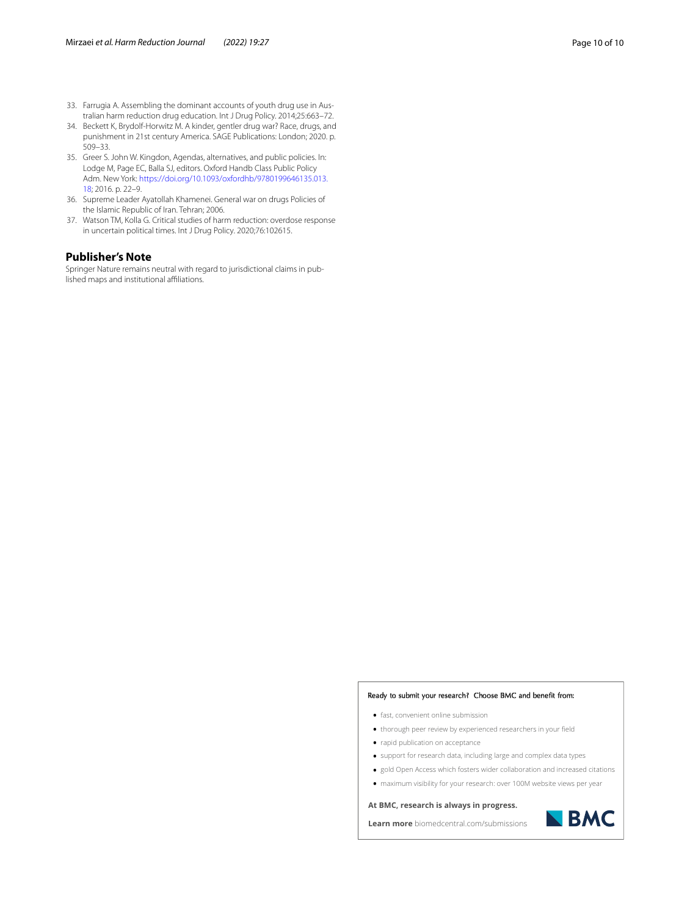33. Farrugia A. Assembling the dominant accounts of youth drug use in Australian harm reduction drug education. Int J Drug Policy. 2014;25:663–72.
34. Beckett K, Brydolf-Horwitz M. A kinder, gentler drug war? Race, drugs, and punishment in 21st century America. SAGE Publications: London; 2020. p. 509–33.
35. Greer S. John W. Kingdon, Agendas, alternatives, and public policies. In: Lodge M, Page EC, Balla SJ, editors. Oxford Handb Class Public Policy Adm. New York: https://doi.org/10.1093/oxfordhb/9780199646135.013.18; 2016. p. 22–9.
36. Supreme Leader Ayatollah Khamenei. General war on drugs Policies of the Islamic Republic of Iran. Tehran; 2006.
37. Watson TM, Kolla G. Critical studies of harm reduction: overdose response in uncertain political times. Int J Drug Policy. 2020;76:102615.

## Publisher's Note

Springer Nature remains neutral with regard to jurisdictional claims in published maps and institutional affiliations.

Ready to submit your research? Choose BMC and benefit from:

- fast, convenient online submission
- thorough peer review by experienced researchers in your field
- rapid publication on acceptance
- support for research data, including large and complex data types
- gold Open Access which fosters wider collaboration and increased citations
- maximum visibility for your research: over 100M website views per year

**At BMC, research is always in progress.**

**Learn more** biomedcentral.com/submissions

BMC